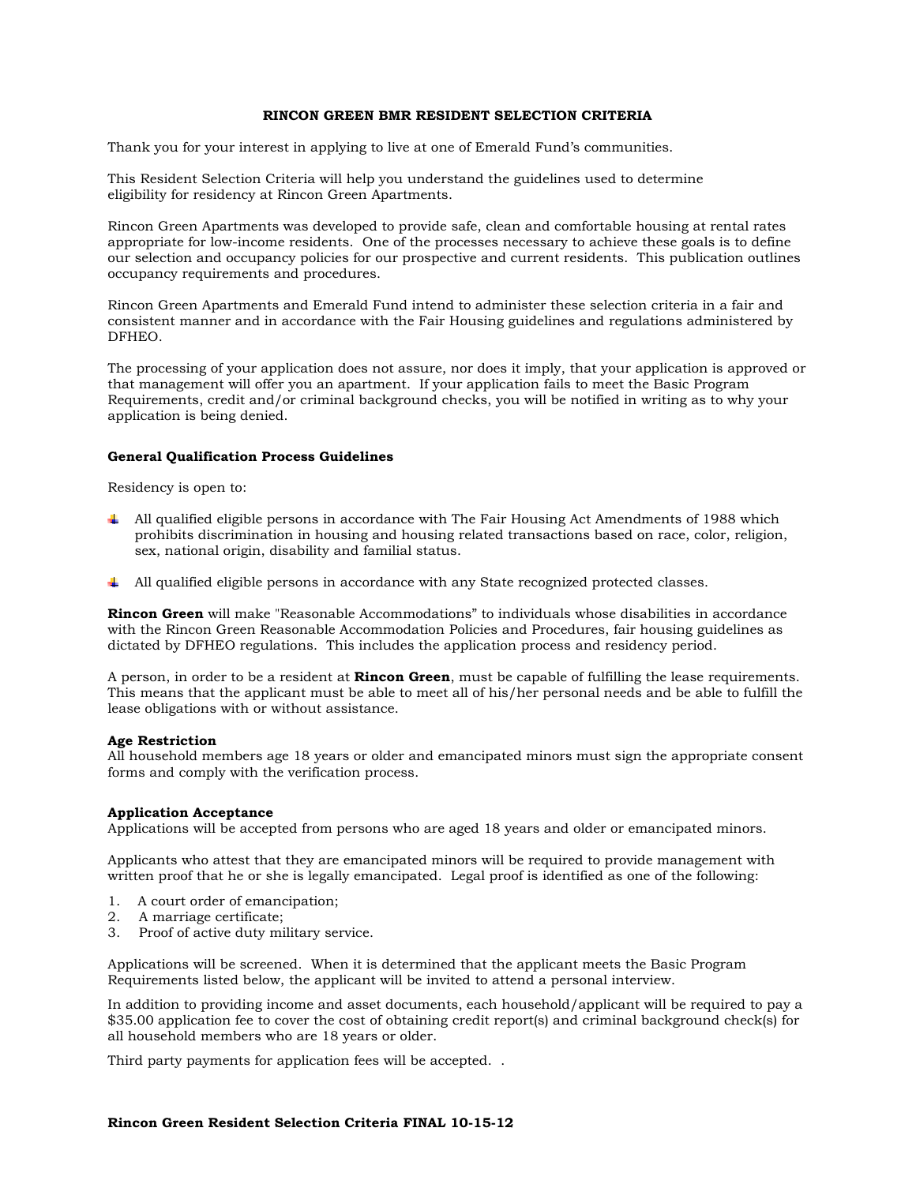# RINCON GREEN BMR RESIDENT SELECTION CRITERIA

Thank you for your interest in applying to live at one of Emerald Fund's communities.

This Resident Selection Criteria will help you understand the guidelines used to determine eligibility for residency at Rincon Green Apartments.

Rincon Green Apartments was developed to provide safe, clean and comfortable housing at rental rates appropriate for low-income residents. One of the processes necessary to achieve these goals is to define our selection and occupancy policies for our prospective and current residents. This publication outlines occupancy requirements and procedures.

Rincon Green Apartments and Emerald Fund intend to administer these selection criteria in a fair and consistent manner and in accordance with the Fair Housing guidelines and regulations administered by DFHEO.

The processing of your application does not assure, nor does it imply, that your application is approved or that management will offer you an apartment. If your application fails to meet the Basic Program Requirements, credit and/or criminal background checks, you will be notified in writing as to why your application is being denied.

## General Qualification Process Guidelines

Residency is open to:

- All qualified eligible persons in accordance with The Fair Housing Act Amendments of 1988 which prohibits discrimination in housing and housing related transactions based on race, color, religion, sex, national origin, disability and familial status.
- All qualified eligible persons in accordance with any State recognized protected classes.

**Rincon Green** will make "Reasonable Accommodations" to individuals whose disabilities in accordance with the Rincon Green Reasonable Accommodation Policies and Procedures, fair housing guidelines as dictated by DFHEO regulations. This includes the application process and residency period.

A person, in order to be a resident at **Rincon Green**, must be capable of fulfilling the lease requirements. This means that the applicant must be able to meet all of his/her personal needs and be able to fulfill the lease obligations with or without assistance.

**Age Restriction**
All household members age 18 years or older and emancipated minors must sign the appropriate consent forms and comply with the verification process.

**Application Acceptance**
Applications will be accepted from persons who are aged 18 years and older or emancipated minors.

Applicants who attest that they are emancipated minors will be required to provide management with written proof that he or she is legally emancipated. Legal proof is identified as one of the following:

1. A court order of emancipation;
2. A marriage certificate;
3. Proof of active duty military service.

Applications will be screened. When it is determined that the applicant meets the Basic Program Requirements listed below, the applicant will be invited to attend a personal interview.

In addition to providing income and asset documents, each household/applicant will be required to pay a $35.00 application fee to cover the cost of obtaining credit report(s) and criminal background check(s) for all household members who are 18 years or older.

Third party payments for application fees will be accepted. .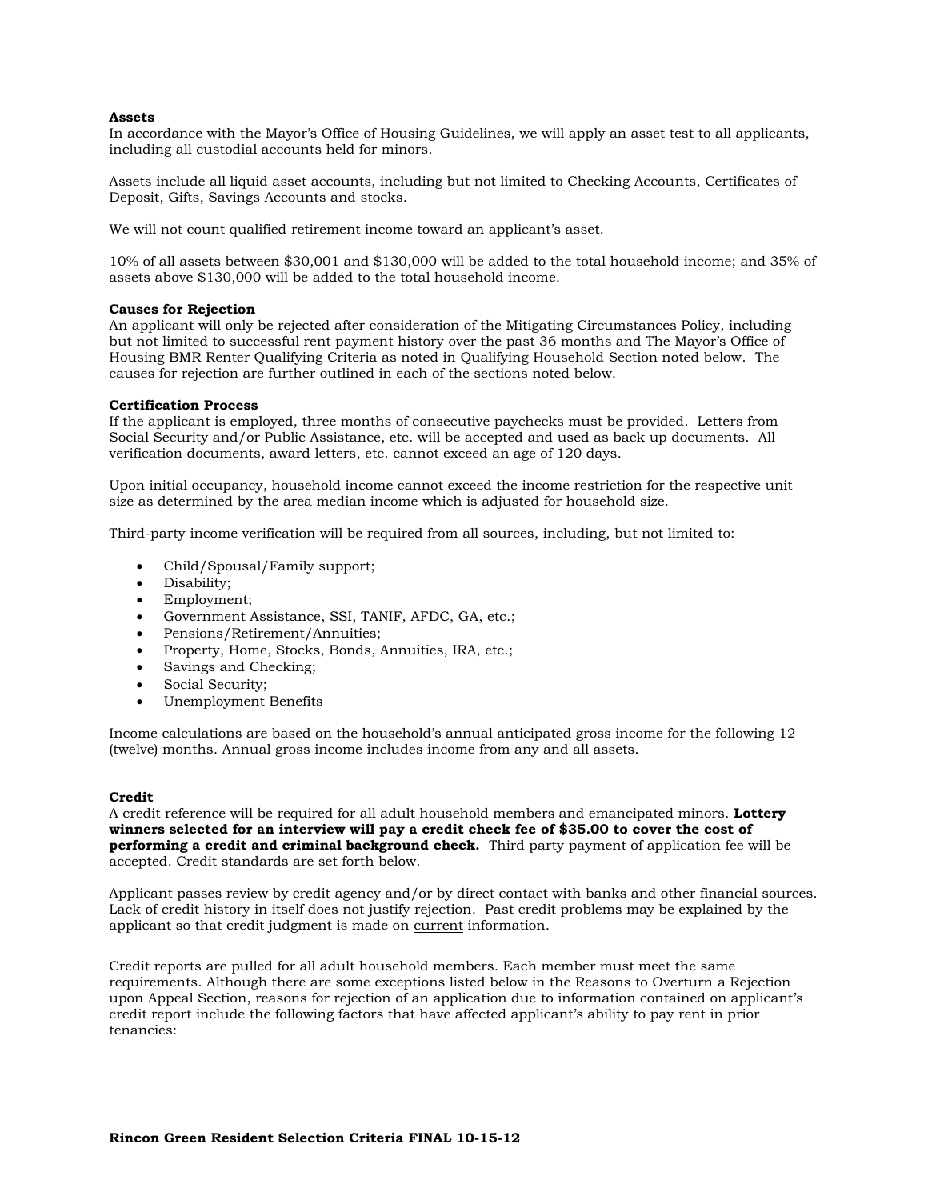**Assets**

In accordance with the Mayor's Office of Housing Guidelines, we will apply an asset test to all applicants, including all custodial accounts held for minors.

Assets include all liquid asset accounts, including but not limited to Checking Accounts, Certificates of Deposit, Gifts, Savings Accounts and stocks.

We will not count qualified retirement income toward an applicant's asset.

10% of all assets between $30,001 and $130,000 will be added to the total household income; and 35% of assets above $130,000 will be added to the total household income.

**Causes for Rejection**

An applicant will only be rejected after consideration of the Mitigating Circumstances Policy, including but not limited to successful rent payment history over the past 36 months and The Mayor's Office of Housing BMR Renter Qualifying Criteria as noted in Qualifying Household Section noted below. The causes for rejection are further outlined in each of the sections noted below.

**Certification Process**

If the applicant is employed, three months of consecutive paychecks must be provided. Letters from Social Security and/or Public Assistance, etc. will be accepted and used as back up documents. All verification documents, award letters, etc. cannot exceed an age of 120 days.

Upon initial occupancy, household income cannot exceed the income restriction for the respective unit size as determined by the area median income which is adjusted for household size.

Third-party income verification will be required from all sources, including, but not limited to:

- Child/Spousal/Family support;
- Disability;
- Employment;
- Government Assistance, SSI, TANIF, AFDC, GA, etc.;
- Pensions/Retirement/Annuities;
- Property, Home, Stocks, Bonds, Annuities, IRA, etc.;
- Savings and Checking;
- Social Security;
- Unemployment Benefits

Income calculations are based on the household's annual anticipated gross income for the following 12 (twelve) months. Annual gross income includes income from any and all assets.

**Credit**

A credit reference will be required for all adult household members and emancipated minors. **Lottery winners selected for an interview will pay a credit check fee of $35.00 to cover the cost of performing a credit and criminal background check.** Third party payment of application fee will be accepted. Credit standards are set forth below.

Applicant passes review by credit agency and/or by direct contact with banks and other financial sources. Lack of credit history in itself does not justify rejection. Past credit problems may be explained by the applicant so that credit judgment is made on <u>current</u> information.

Credit reports are pulled for all adult household members. Each member must meet the same requirements. Although there are some exceptions listed below in the Reasons to Overturn a Rejection upon Appeal Section, reasons for rejection of an application due to information contained on applicant's credit report include the following factors that have affected applicant's ability to pay rent in prior tenancies: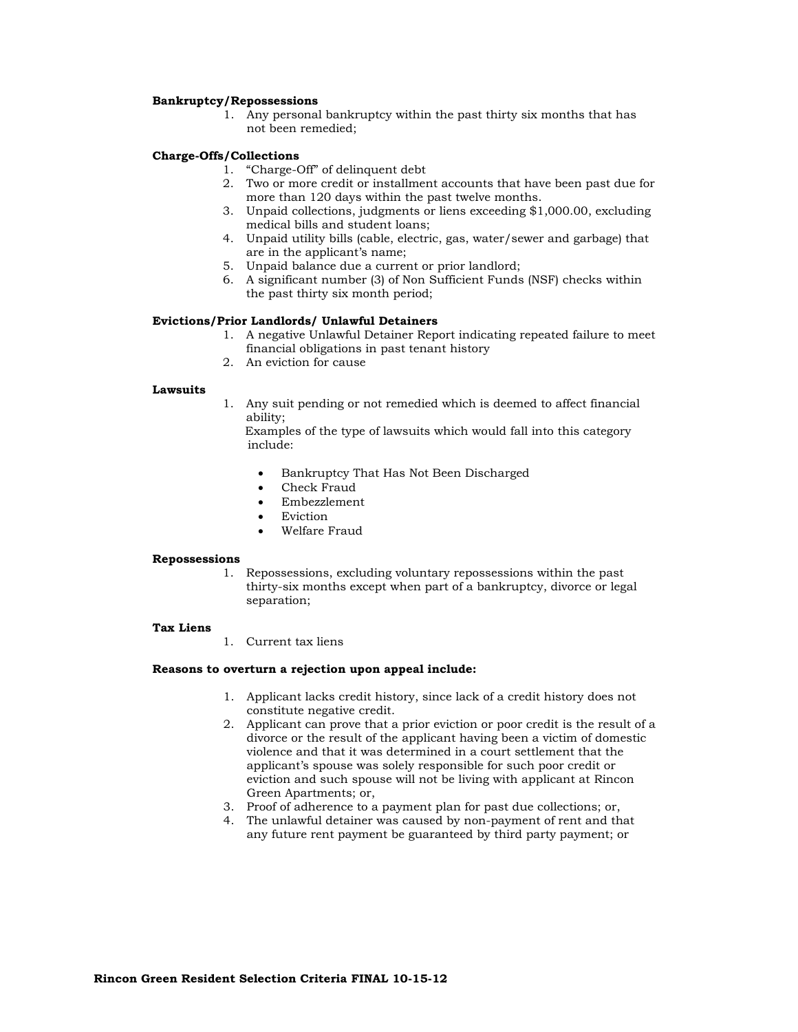**Bankruptcy/Repossessions**

1. Any personal bankruptcy within the past thirty six months that has not been remedied;

**Charge-Offs/Collections**

1. "Charge-Off" of delinquent debt
2. Two or more credit or installment accounts that have been past due for more than 120 days within the past twelve months.
3. Unpaid collections, judgments or liens exceeding $1,000.00, excluding medical bills and student loans;
4. Unpaid utility bills (cable, electric, gas, water/sewer and garbage) that are in the applicant's name;
5. Unpaid balance due a current or prior landlord;
6. A significant number (3) of Non Sufficient Funds (NSF) checks within the past thirty six month period;

**Evictions/Prior Landlords/ Unlawful Detainers**

1. A negative Unlawful Detainer Report indicating repeated failure to meet financial obligations in past tenant history
2. An eviction for cause

**Lawsuits**

1. Any suit pending or not remedied which is deemed to affect financial ability;

   Examples of the type of lawsuits which would fall into this category include:

   - Bankruptcy That Has Not Been Discharged
   - Check Fraud
   - Embezzlement
   - Eviction
   - Welfare Fraud

**Repossessions**

1. Repossessions, excluding voluntary repossessions within the past thirty-six months except when part of a bankruptcy, divorce or legal separation;

**Tax Liens**

1. Current tax liens

**Reasons to overturn a rejection upon appeal include:**

1. Applicant lacks credit history, since lack of a credit history does not constitute negative credit.
2. Applicant can prove that a prior eviction or poor credit is the result of a divorce or the result of the applicant having been a victim of domestic violence and that it was determined in a court settlement that the applicant's spouse was solely responsible for such poor credit or eviction and such spouse will not be living with applicant at Rincon Green Apartments; or,
3. Proof of adherence to a payment plan for past due collections; or,
4. The unlawful detainer was caused by non-payment of rent and that any future rent payment be guaranteed by third party payment; or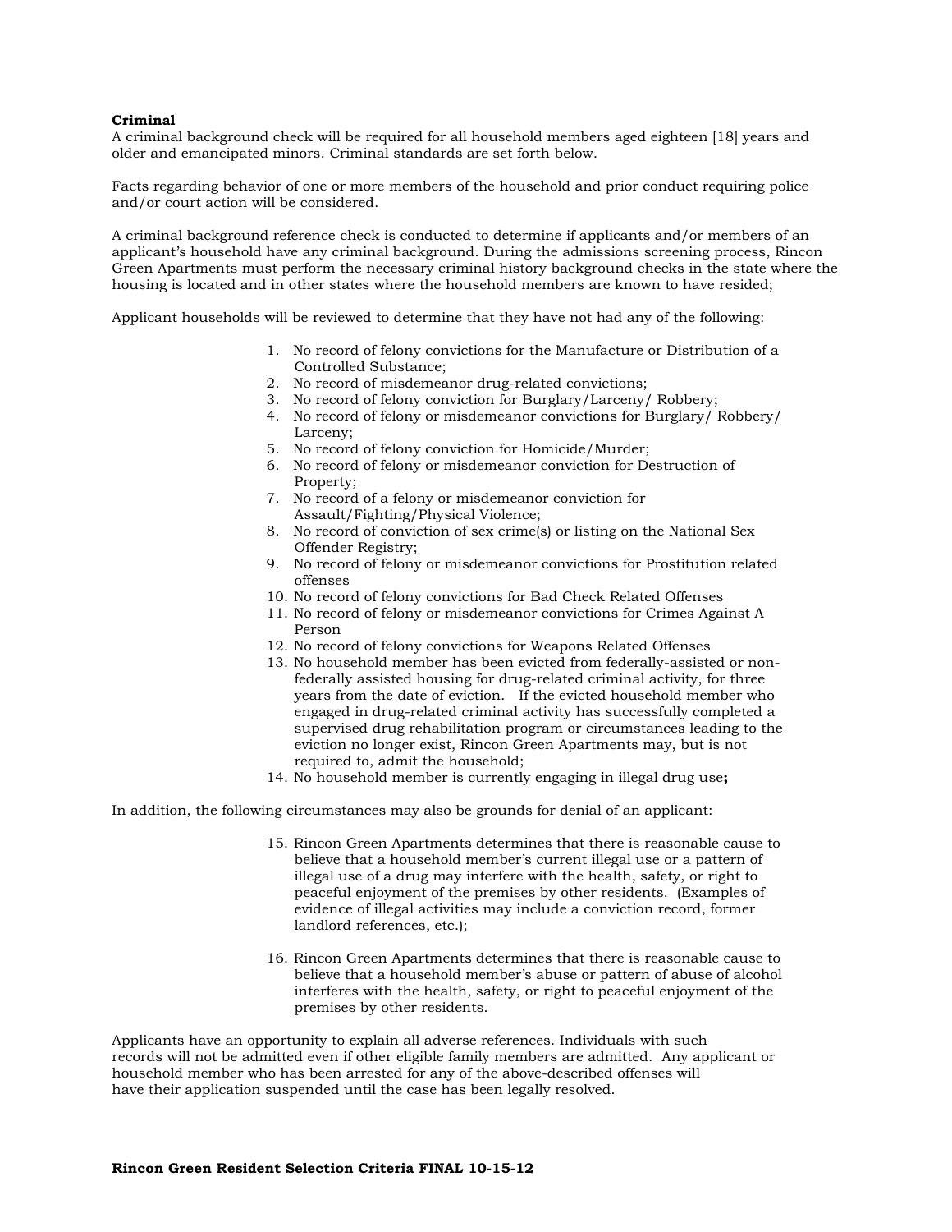**Criminal**

A criminal background check will be required for all household members aged eighteen [18] years and older and emancipated minors. Criminal standards are set forth below.

Facts regarding behavior of one or more members of the household and prior conduct requiring police and/or court action will be considered.

A criminal background reference check is conducted to determine if applicants and/or members of an applicant's household have any criminal background. During the admissions screening process, Rincon Green Apartments must perform the necessary criminal history background checks in the state where the housing is located and in other states where the household members are known to have resided;

Applicant households will be reviewed to determine that they have not had any of the following:

1. No record of felony convictions for the Manufacture or Distribution of a Controlled Substance;
2. No record of misdemeanor drug-related convictions;
3. No record of felony conviction for Burglary/Larceny/ Robbery;
4. No record of felony or misdemeanor convictions for Burglary/ Robbery/ Larceny;
5. No record of felony conviction for Homicide/Murder;
6. No record of felony or misdemeanor conviction for Destruction of Property;
7. No record of a felony or misdemeanor conviction for Assault/Fighting/Physical Violence;
8. No record of conviction of sex crime(s) or listing on the National Sex Offender Registry;
9. No record of felony or misdemeanor convictions for Prostitution related offenses
10. No record of felony convictions for Bad Check Related Offenses
11. No record of felony or misdemeanor convictions for Crimes Against A Person
12. No record of felony convictions for Weapons Related Offenses
13. No household member has been evicted from federally-assisted or non-federally assisted housing for drug-related criminal activity, for three years from the date of eviction. If the evicted household member who engaged in drug-related criminal activity has successfully completed a supervised drug rehabilitation program or circumstances leading to the eviction no longer exist, Rincon Green Apartments may, but is not required to, admit the household;
14. No household member is currently engaging in illegal drug use**;**

In addition, the following circumstances may also be grounds for denial of an applicant:

15. Rincon Green Apartments determines that there is reasonable cause to believe that a household member's current illegal use or a pattern of illegal use of a drug may interfere with the health, safety, or right to peaceful enjoyment of the premises by other residents. (Examples of evidence of illegal activities may include a conviction record, former landlord references, etc.);

16. Rincon Green Apartments determines that there is reasonable cause to believe that a household member's abuse or pattern of abuse of alcohol interferes with the health, safety, or right to peaceful enjoyment of the premises by other residents.

Applicants have an opportunity to explain all adverse references. Individuals with such records will not be admitted even if other eligible family members are admitted. Any applicant or household member who has been arrested for any of the above-described offenses will have their application suspended until the case has been legally resolved.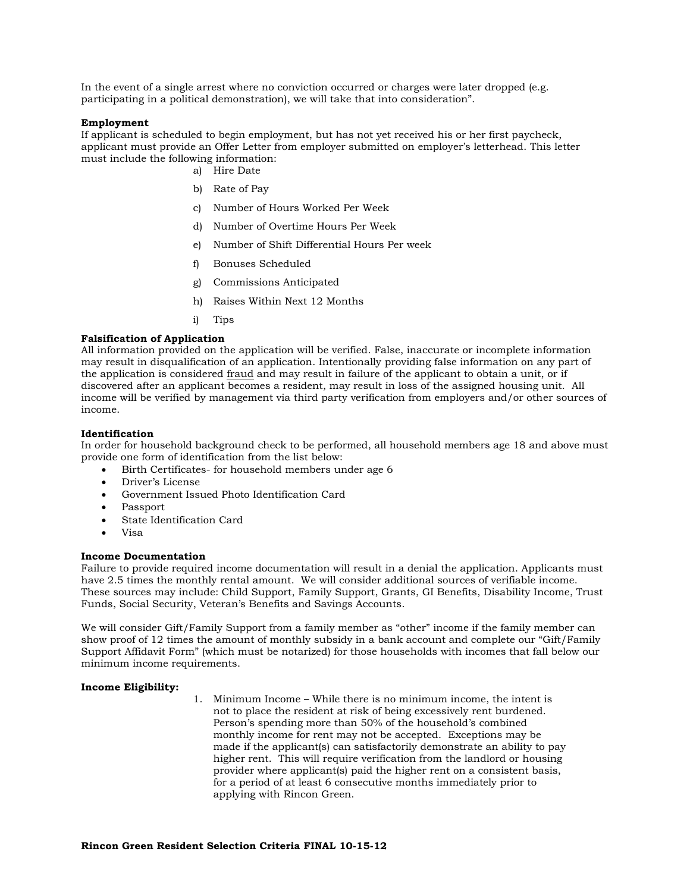In the event of a single arrest where no conviction occurred or charges were later dropped (e.g. participating in a political demonstration), we will take that into consideration".

**Employment**

If applicant is scheduled to begin employment, but has not yet received his or her first paycheck, applicant must provide an Offer Letter from employer submitted on employer's letterhead. This letter must include the following information:

a) Hire Date

b) Rate of Pay

c) Number of Hours Worked Per Week

d) Number of Overtime Hours Per Week

e) Number of Shift Differential Hours Per week

f) Bonuses Scheduled

g) Commissions Anticipated

h) Raises Within Next 12 Months

i) Tips

**Falsification of Application**

All information provided on the application will be verified. False, inaccurate or incomplete information may result in disqualification of an application. Intentionally providing false information on any part of the application is considered fraud and may result in failure of the applicant to obtain a unit, or if discovered after an applicant becomes a resident, may result in loss of the assigned housing unit. All income will be verified by management via third party verification from employers and/or other sources of income.

**Identification**

In order for household background check to be performed, all household members age 18 and above must provide one form of identification from the list below:

- Birth Certificates- for household members under age 6
- Driver's License
- Government Issued Photo Identification Card
- Passport
- State Identification Card
- Visa

**Income Documentation**

Failure to provide required income documentation will result in a denial the application. Applicants must have 2.5 times the monthly rental amount. We will consider additional sources of verifiable income. These sources may include: Child Support, Family Support, Grants, GI Benefits, Disability Income, Trust Funds, Social Security, Veteran's Benefits and Savings Accounts.

We will consider Gift/Family Support from a family member as "other" income if the family member can show proof of 12 times the amount of monthly subsidy in a bank account and complete our "Gift/Family Support Affidavit Form" (which must be notarized) for those households with incomes that fall below our minimum income requirements.

**Income Eligibility:**

1. Minimum Income – While there is no minimum income, the intent is not to place the resident at risk of being excessively rent burdened. Person's spending more than 50% of the household's combined monthly income for rent may not be accepted. Exceptions may be made if the applicant(s) can satisfactorily demonstrate an ability to pay higher rent. This will require verification from the landlord or housing provider where applicant(s) paid the higher rent on a consistent basis, for a period of at least 6 consecutive months immediately prior to applying with Rincon Green.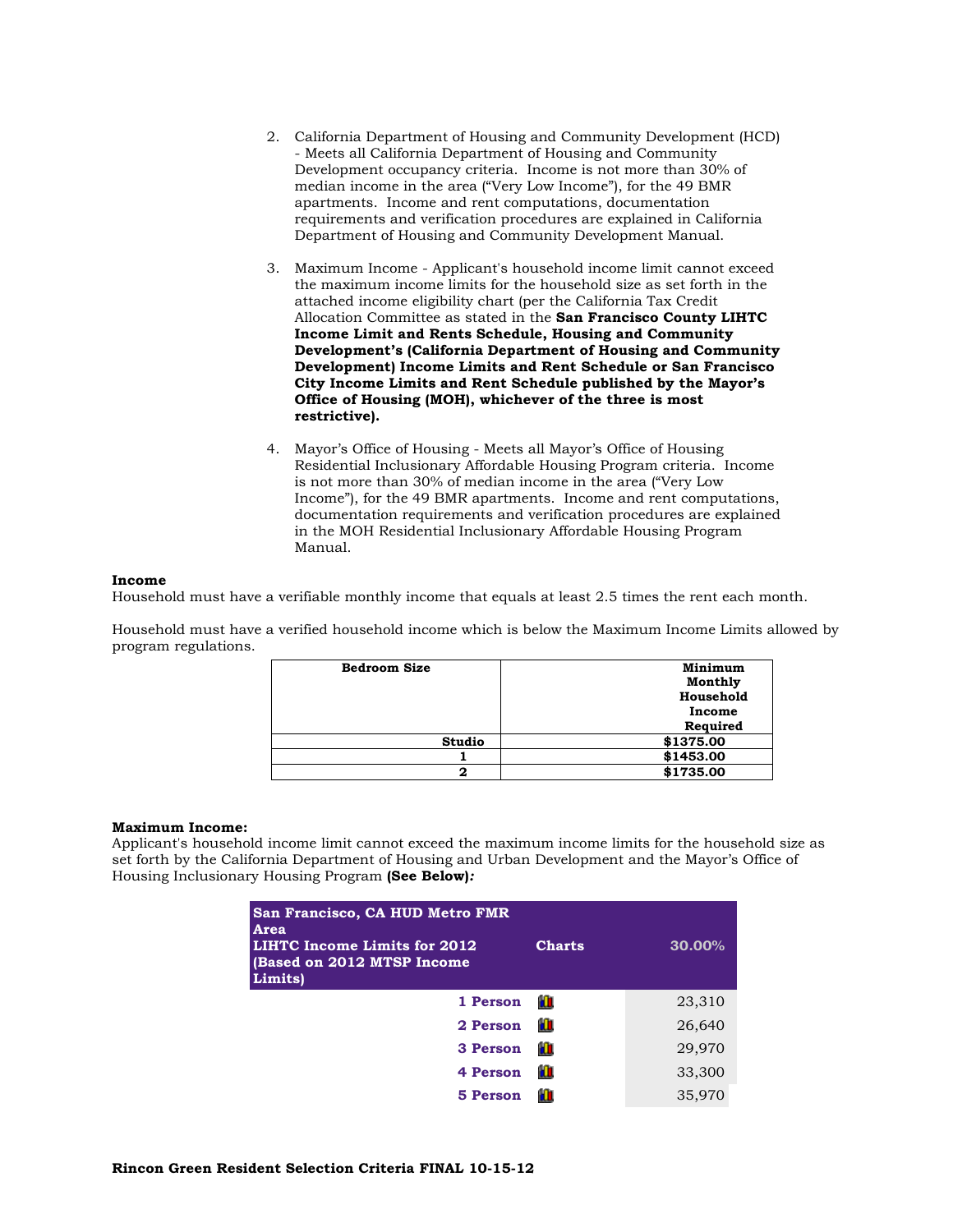2. California Department of Housing and Community Development (HCD) - Meets all California Department of Housing and Community Development occupancy criteria. Income is not more than 30% of median income in the area ("Very Low Income"), for the 49 BMR apartments. Income and rent computations, documentation requirements and verification procedures are explained in California Department of Housing and Community Development Manual.

3. Maximum Income - Applicant's household income limit cannot exceed the maximum income limits for the household size as set forth in the attached income eligibility chart (per the California Tax Credit Allocation Committee as stated in the **San Francisco County LIHTC Income Limit and Rents Schedule, Housing and Community Development's (California Department of Housing and Community Development) Income Limits and Rent Schedule or San Francisco City Income Limits and Rent Schedule published by the Mayor's Office of Housing (MOH), whichever of the three is most restrictive).**

4. Mayor's Office of Housing - Meets all Mayor's Office of Housing Residential Inclusionary Affordable Housing Program criteria. Income is not more than 30% of median income in the area ("Very Low Income"), for the 49 BMR apartments. Income and rent computations, documentation requirements and verification procedures are explained in the MOH Residential Inclusionary Affordable Housing Program Manual.

**Income**

Household must have a verifiable monthly income that equals at least 2.5 times the rent each month.

Household must have a verified household income which is below the Maximum Income Limits allowed by program regulations.

| Bedroom Size | Minimum Monthly Household Income Required |
|---|---|
| Studio | $1375.00 |
| 1 | $1453.00 |
| 2 | $1735.00 |

**Maximum Income:**

Applicant's household income limit cannot exceed the maximum income limits for the household size as set forth by the California Department of Housing and Urban Development and the Mayor's Office of Housing Inclusionary Housing Program **(See Below)*:***

| San Francisco, CA HUD Metro FMR Area LIHTC Income Limits for 2012 (Based on 2012 MTSP Income Limits) | Charts | 30.00% |
|---|---|---|
| 1 Person | | 23,310 |
| 2 Person | | 26,640 |
| 3 Person | | 29,970 |
| 4 Person | | 33,300 |
| 5 Person | | 35,970 |

**Rincon Green Resident Selection Criteria FINAL 10-15-12**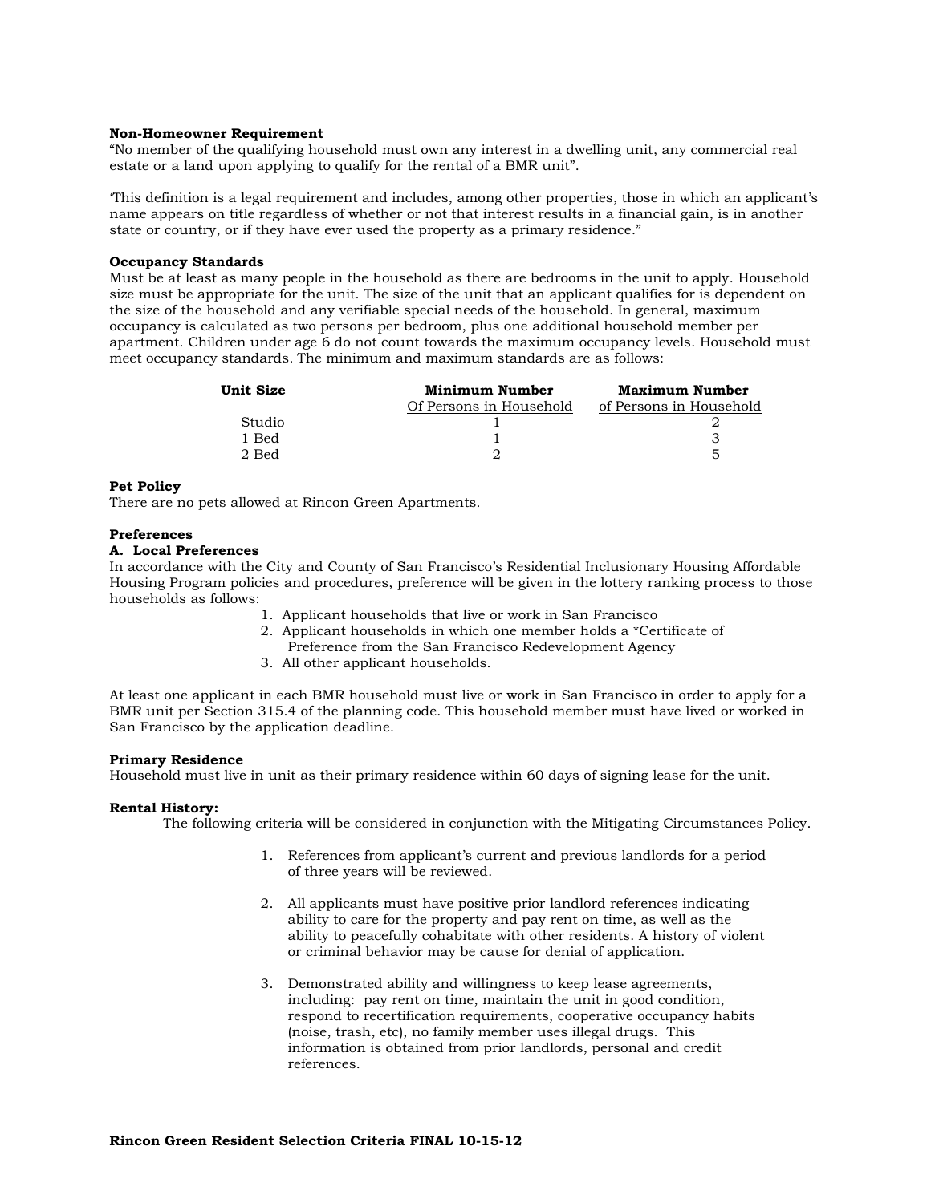**Non-Homeowner Requirement**
"No member of the qualifying household must own any interest in a dwelling unit, any commercial real estate or a land upon applying to qualify for the rental of a BMR unit".

'This definition is a legal requirement and includes, among other properties, those in which an applicant's name appears on title regardless of whether or not that interest results in a financial gain, is in another state or country, or if they have ever used the property as a primary residence."

**Occupancy Standards**
Must be at least as many people in the household as there are bedrooms in the unit to apply. Household size must be appropriate for the unit. The size of the unit that an applicant qualifies for is dependent on the size of the household and any verifiable special needs of the household. In general, maximum occupancy is calculated as two persons per bedroom, plus one additional household member per apartment. Children under age 6 do not count towards the maximum occupancy levels. Household must meet occupancy standards. The minimum and maximum standards are as follows:

| Unit Size | Minimum Number Of Persons in Household | Maximum Number of Persons in Household |
|---|---|---|
| Studio | 1 | 2 |
| 1 Bed | 1 | 3 |
| 2 Bed | 2 | 5 |

**Pet Policy**
There are no pets allowed at Rincon Green Apartments.

**Preferences**
**A. Local Preferences**
In accordance with the City and County of San Francisco's Residential Inclusionary Housing Affordable Housing Program policies and procedures, preference will be given in the lottery ranking process to those households as follows:

1. Applicant households that live or work in San Francisco
2. Applicant households in which one member holds a *Certificate of Preference from the San Francisco Redevelopment Agency
3. All other applicant households.

At least one applicant in each BMR household must live or work in San Francisco in order to apply for a BMR unit per Section 315.4 of the planning code. This household member must have lived or worked in San Francisco by the application deadline.

**Primary Residence**
Household must live in unit as their primary residence within 60 days of signing lease for the unit.

**Rental History:**
The following criteria will be considered in conjunction with the Mitigating Circumstances Policy.

1. References from applicant's current and previous landlords for a period of three years will be reviewed.
2. All applicants must have positive prior landlord references indicating ability to care for the property and pay rent on time, as well as the ability to peacefully cohabitate with other residents. A history of violent or criminal behavior may be cause for denial of application.
3. Demonstrated ability and willingness to keep lease agreements, including: pay rent on time, maintain the unit in good condition, respond to recertification requirements, cooperative occupancy habits (noise, trash, etc), no family member uses illegal drugs. This information is obtained from prior landlords, personal and credit references.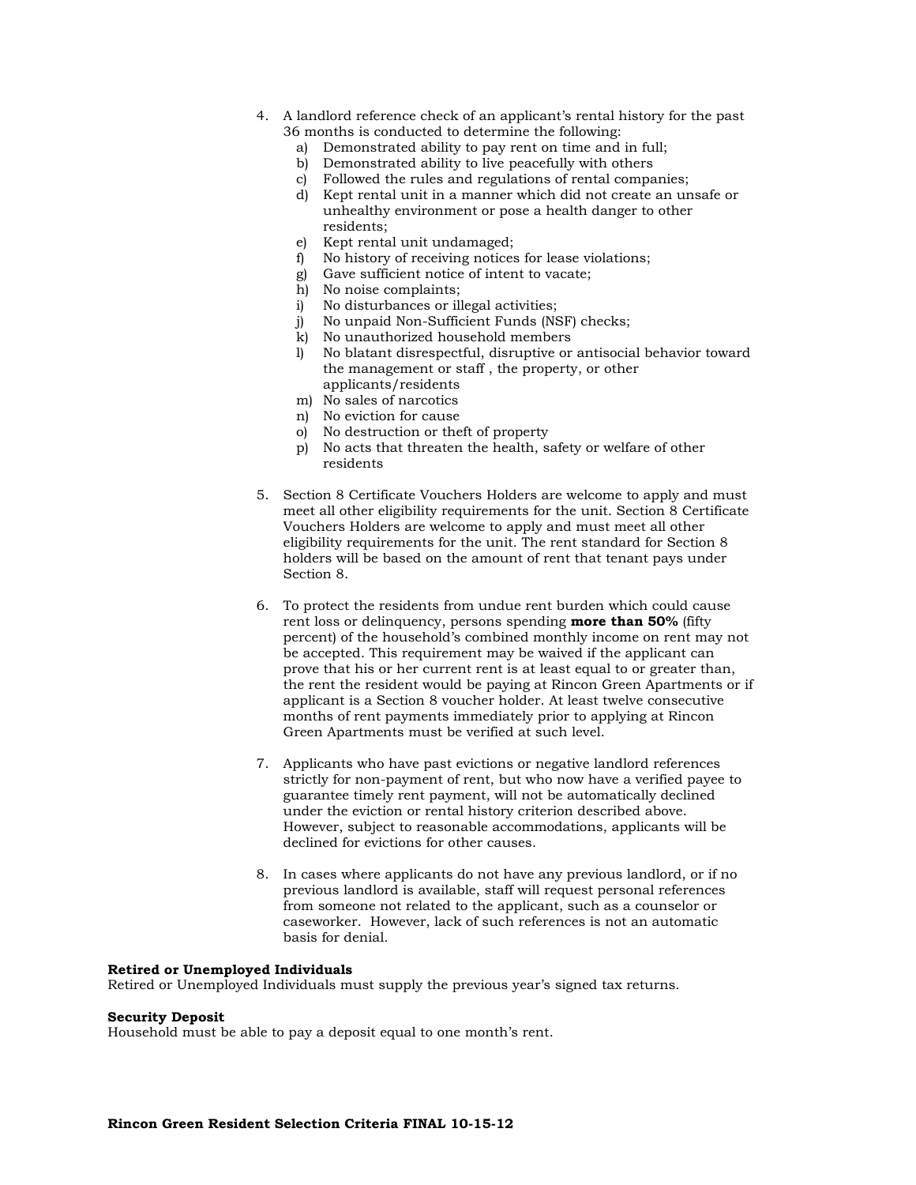4. A landlord reference check of an applicant's rental history for the past 36 months is conducted to determine the following:
   a) Demonstrated ability to pay rent on time and in full;
   b) Demonstrated ability to live peacefully with others
   c) Followed the rules and regulations of rental companies;
   d) Kept rental unit in a manner which did not create an unsafe or unhealthy environment or pose a health danger to other residents;
   e) Kept rental unit undamaged;
   f) No history of receiving notices for lease violations;
   g) Gave sufficient notice of intent to vacate;
   h) No noise complaints;
   i) No disturbances or illegal activities;
   j) No unpaid Non-Sufficient Funds (NSF) checks;
   k) No unauthorized household members
   l) No blatant disrespectful, disruptive or antisocial behavior toward the management or staff , the property, or other applicants/residents
   m) No sales of narcotics
   n) No eviction for cause
   o) No destruction or theft of property
   p) No acts that threaten the health, safety or welfare of other residents

5. Section 8 Certificate Vouchers Holders are welcome to apply and must meet all other eligibility requirements for the unit. Section 8 Certificate Vouchers Holders are welcome to apply and must meet all other eligibility requirements for the unit. The rent standard for Section 8 holders will be based on the amount of rent that tenant pays under Section 8.

6. To protect the residents from undue rent burden which could cause rent loss or delinquency, persons spending **more than 50%** (fifty percent) of the household's combined monthly income on rent may not be accepted. This requirement may be waived if the applicant can prove that his or her current rent is at least equal to or greater than, the rent the resident would be paying at Rincon Green Apartments or if applicant is a Section 8 voucher holder. At least twelve consecutive months of rent payments immediately prior to applying at Rincon Green Apartments must be verified at such level.

7. Applicants who have past evictions or negative landlord references strictly for non-payment of rent, but who now have a verified payee to guarantee timely rent payment, will not be automatically declined under the eviction or rental history criterion described above. However, subject to reasonable accommodations, applicants will be declined for evictions for other causes.

8. In cases where applicants do not have any previous landlord, or if no previous landlord is available, staff will request personal references from someone not related to the applicant, such as a counselor or caseworker. However, lack of such references is not an automatic basis for denial.

**Retired or Unemployed Individuals**
Retired or Unemployed Individuals must supply the previous year's signed tax returns.

**Security Deposit**
Household must be able to pay a deposit equal to one month's rent.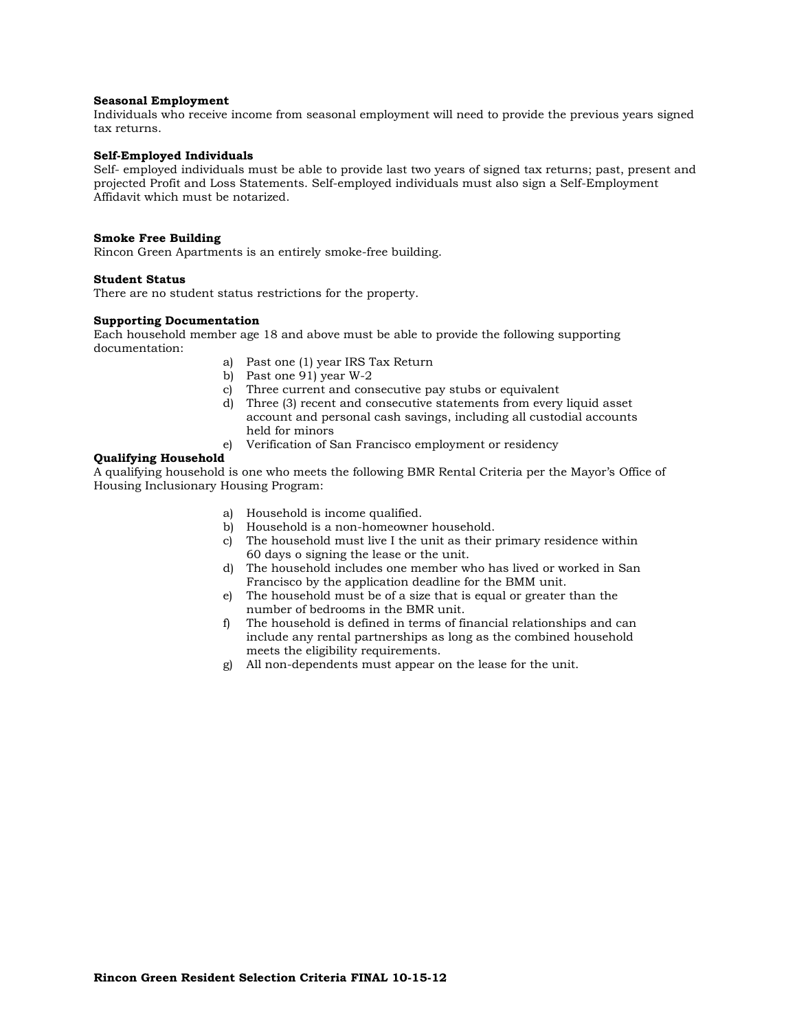**Seasonal Employment**
Individuals who receive income from seasonal employment will need to provide the previous years signed tax returns.

**Self-Employed Individuals**
Self- employed individuals must be able to provide last two years of signed tax returns; past, present and projected Profit and Loss Statements. Self-employed individuals must also sign a Self-Employment Affidavit which must be notarized.

**Smoke Free Building**
Rincon Green Apartments is an entirely smoke-free building.

**Student Status**
There are no student status restrictions for the property.

**Supporting Documentation**
Each household member age 18 and above must be able to provide the following supporting documentation:

a) Past one (1) year IRS Tax Return
b) Past one 91) year W-2
c) Three current and consecutive pay stubs or equivalent
d) Three (3) recent and consecutive statements from every liquid asset account and personal cash savings, including all custodial accounts held for minors
e) Verification of San Francisco employment or residency

**Qualifying Household**
A qualifying household is one who meets the following BMR Rental Criteria per the Mayor's Office of Housing Inclusionary Housing Program:

a) Household is income qualified.
b) Household is a non-homeowner household.
c) The household must live I the unit as their primary residence within 60 days o signing the lease or the unit.
d) The household includes one member who has lived or worked in San Francisco by the application deadline for the BMM unit.
e) The household must be of a size that is equal or greater than the number of bedrooms in the BMR unit.
f) The household is defined in terms of financial relationships and can include any rental partnerships as long as the combined household meets the eligibility requirements.
g) All non-dependents must appear on the lease for the unit.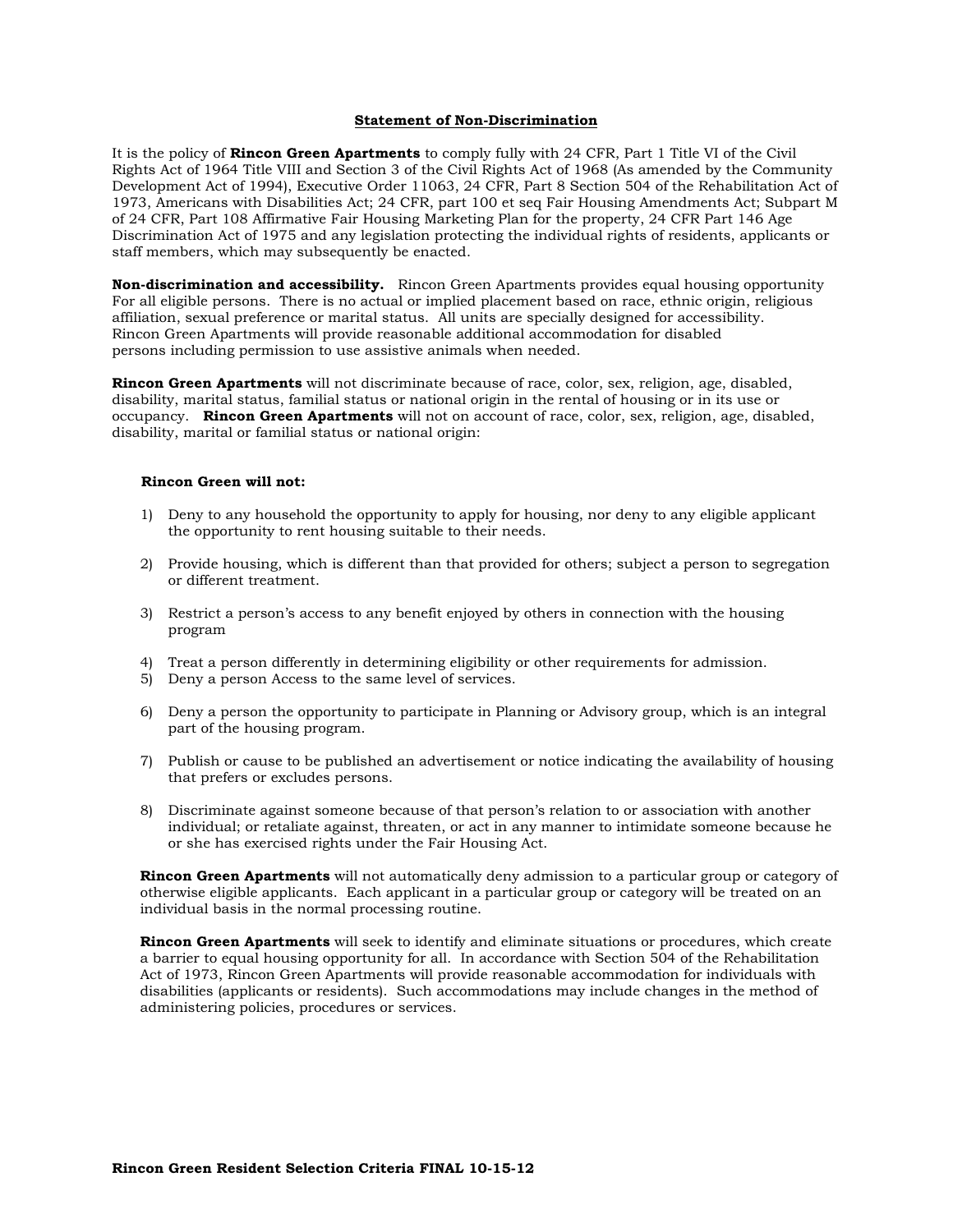## Statement of Non-Discrimination

It is the policy of **Rincon Green Apartments** to comply fully with 24 CFR, Part 1 Title VI of the Civil Rights Act of 1964 Title VIII and Section 3 of the Civil Rights Act of 1968 (As amended by the Community Development Act of 1994), Executive Order 11063, 24 CFR, Part 8 Section 504 of the Rehabilitation Act of 1973, Americans with Disabilities Act; 24 CFR, part 100 et seq Fair Housing Amendments Act; Subpart M of 24 CFR, Part 108 Affirmative Fair Housing Marketing Plan for the property, 24 CFR Part 146 Age Discrimination Act of 1975 and any legislation protecting the individual rights of residents, applicants or staff members, which may subsequently be enacted.

**Non-discrimination and accessibility.** Rincon Green Apartments provides equal housing opportunity For all eligible persons. There is no actual or implied placement based on race, ethnic origin, religious affiliation, sexual preference or marital status. All units are specially designed for accessibility. Rincon Green Apartments will provide reasonable additional accommodation for disabled persons including permission to use assistive animals when needed.

**Rincon Green Apartments** will not discriminate because of race, color, sex, religion, age, disabled, disability, marital status, familial status or national origin in the rental of housing or in its use or occupancy. **Rincon Green Apartments** will not on account of race, color, sex, religion, age, disabled, disability, marital or familial status or national origin:

**Rincon Green will not:**

1) Deny to any household the opportunity to apply for housing, nor deny to any eligible applicant the opportunity to rent housing suitable to their needs.

2) Provide housing, which is different than that provided for others; subject a person to segregation or different treatment.

3) Restrict a person's access to any benefit enjoyed by others in connection with the housing program

4) Treat a person differently in determining eligibility or other requirements for admission.
5) Deny a person Access to the same level of services.

6) Deny a person the opportunity to participate in Planning or Advisory group, which is an integral part of the housing program.

7) Publish or cause to be published an advertisement or notice indicating the availability of housing that prefers or excludes persons.

8) Discriminate against someone because of that person's relation to or association with another individual; or retaliate against, threaten, or act in any manner to intimidate someone because he or she has exercised rights under the Fair Housing Act.

**Rincon Green Apartments** will not automatically deny admission to a particular group or category of otherwise eligible applicants. Each applicant in a particular group or category will be treated on an individual basis in the normal processing routine.

**Rincon Green Apartments** will seek to identify and eliminate situations or procedures, which create a barrier to equal housing opportunity for all. In accordance with Section 504 of the Rehabilitation Act of 1973, Rincon Green Apartments will provide reasonable accommodation for individuals with disabilities (applicants or residents). Such accommodations may include changes in the method of administering policies, procedures or services.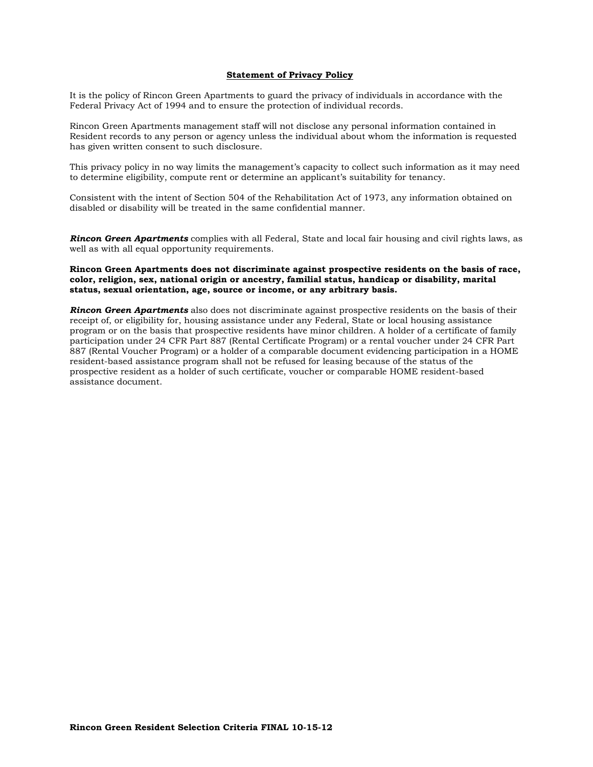**<u>Statement of Privacy Policy</u>**

It is the policy of Rincon Green Apartments to guard the privacy of individuals in accordance with the Federal Privacy Act of 1994 and to ensure the protection of individual records.

Rincon Green Apartments management staff will not disclose any personal information contained in Resident records to any person or agency unless the individual about whom the information is requested has given written consent to such disclosure.

This privacy policy in no way limits the management's capacity to collect such information as it may need to determine eligibility, compute rent or determine an applicant's suitability for tenancy.

Consistent with the intent of Section 504 of the Rehabilitation Act of 1973, any information obtained on disabled or disability will be treated in the same confidential manner.

***Rincon Green Apartments*** complies with all Federal, State and local fair housing and civil rights laws, as well as with all equal opportunity requirements.

**Rincon Green Apartments does not discriminate against prospective residents on the basis of race, color, religion, sex, national origin or ancestry, familial status, handicap or disability, marital status, sexual orientation, age, source or income, or any arbitrary basis.**

***Rincon Green Apartments*** also does not discriminate against prospective residents on the basis of their receipt of, or eligibility for, housing assistance under any Federal, State or local housing assistance program or on the basis that prospective residents have minor children. A holder of a certificate of family participation under 24 CFR Part 887 (Rental Certificate Program) or a rental voucher under 24 CFR Part 887 (Rental Voucher Program) or a holder of a comparable document evidencing participation in a HOME resident-based assistance program shall not be refused for leasing because of the status of the prospective resident as a holder of such certificate, voucher or comparable HOME resident-based assistance document.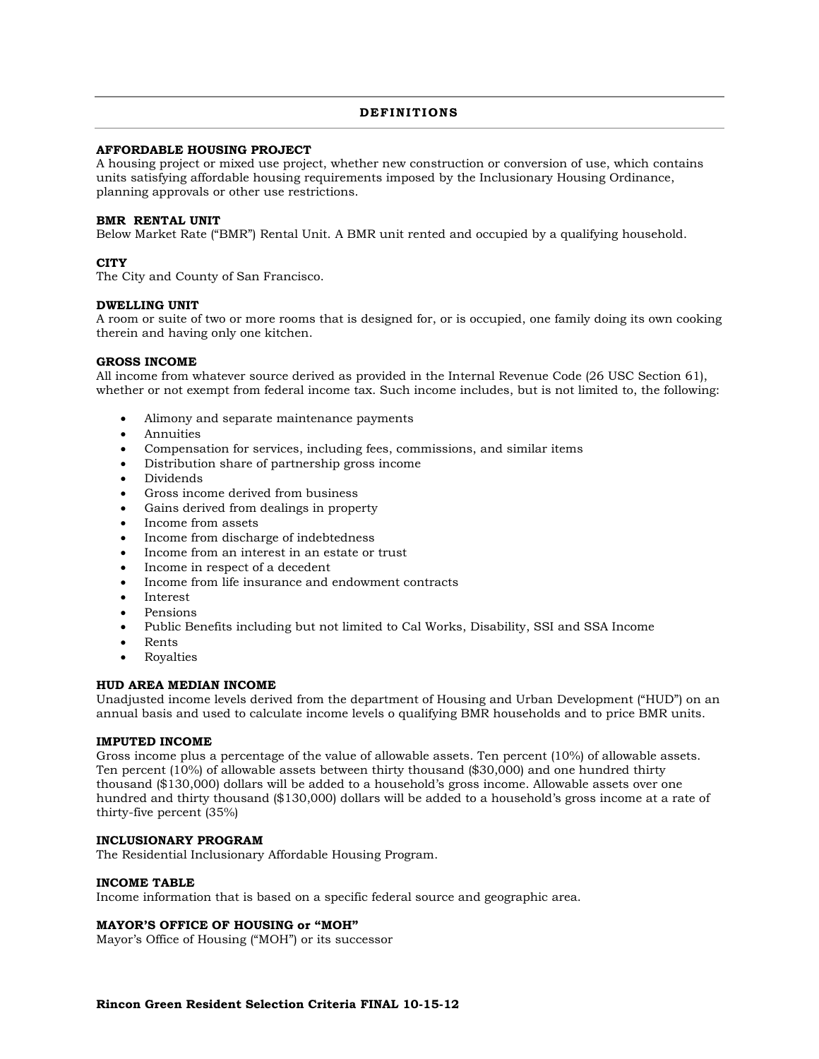## DEFINITIONS

**AFFORDABLE HOUSING PROJECT**
A housing project or mixed use project, whether new construction or conversion of use, which contains units satisfying affordable housing requirements imposed by the Inclusionary Housing Ordinance, planning approvals or other use restrictions.

**BMR RENTAL UNIT**
Below Market Rate ("BMR") Rental Unit. A BMR unit rented and occupied by a qualifying household.

**CITY**
The City and County of San Francisco.

**DWELLING UNIT**
A room or suite of two or more rooms that is designed for, or is occupied, one family doing its own cooking therein and having only one kitchen.

**GROSS INCOME**
All income from whatever source derived as provided in the Internal Revenue Code (26 USC Section 61), whether or not exempt from federal income tax. Such income includes, but is not limited to, the following:

- Alimony and separate maintenance payments
- Annuities
- Compensation for services, including fees, commissions, and similar items
- Distribution share of partnership gross income
- Dividends
- Gross income derived from business
- Gains derived from dealings in property
- Income from assets
- Income from discharge of indebtedness
- Income from an interest in an estate or trust
- Income in respect of a decedent
- Income from life insurance and endowment contracts
- Interest
- Pensions
- Public Benefits including but not limited to Cal Works, Disability, SSI and SSA Income
- Rents
- Royalties

**HUD AREA MEDIAN INCOME**
Unadjusted income levels derived from the department of Housing and Urban Development ("HUD") on an annual basis and used to calculate income levels o qualifying BMR households and to price BMR units.

**IMPUTED INCOME**
Gross income plus a percentage of the value of allowable assets. Ten percent (10%) of allowable assets. Ten percent (10%) of allowable assets between thirty thousand ($30,000) and one hundred thirty thousand ($130,000) dollars will be added to a household's gross income. Allowable assets over one hundred and thirty thousand ($130,000) dollars will be added to a household's gross income at a rate of thirty-five percent (35%)

**INCLUSIONARY PROGRAM**
The Residential Inclusionary Affordable Housing Program.

**INCOME TABLE**
Income information that is based on a specific federal source and geographic area.

**MAYOR'S OFFICE OF HOUSING or "MOH"**
Mayor's Office of Housing ("MOH") or its successor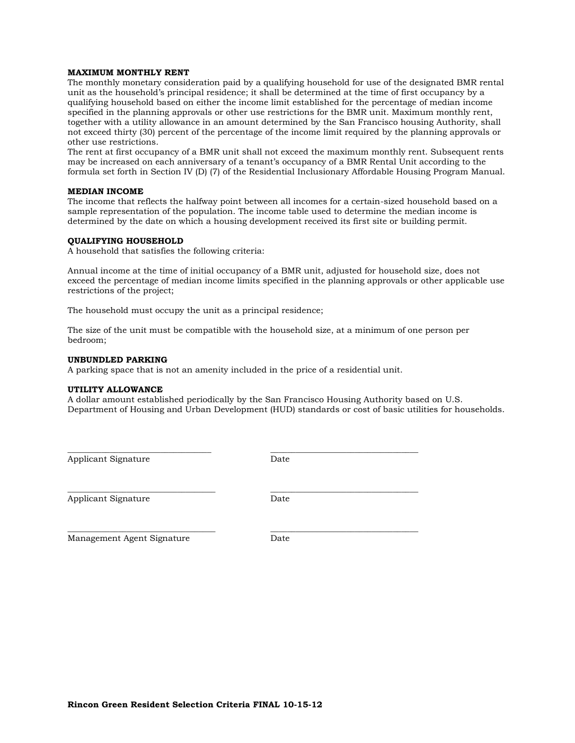**MAXIMUM MONTHLY RENT**

The monthly monetary consideration paid by a qualifying household for use of the designated BMR rental unit as the household's principal residence; it shall be determined at the time of first occupancy by a qualifying household based on either the income limit established for the percentage of median income specified in the planning approvals or other use restrictions for the BMR unit. Maximum monthly rent, together with a utility allowance in an amount determined by the San Francisco housing Authority, shall not exceed thirty (30) percent of the percentage of the income limit required by the planning approvals or other use restrictions.

The rent at first occupancy of a BMR unit shall not exceed the maximum monthly rent. Subsequent rents may be increased on each anniversary of a tenant's occupancy of a BMR Rental Unit according to the formula set forth in Section IV (D) (7) of the Residential Inclusionary Affordable Housing Program Manual.

**MEDIAN INCOME**

The income that reflects the halfway point between all incomes for a certain-sized household based on a sample representation of the population. The income table used to determine the median income is determined by the date on which a housing development received its first site or building permit.

**QUALIFYING HOUSEHOLD**

A household that satisfies the following criteria:

Annual income at the time of initial occupancy of a BMR unit, adjusted for household size, does not exceed the percentage of median income limits specified in the planning approvals or other applicable use restrictions of the project;

The household must occupy the unit as a principal residence;

The size of the unit must be compatible with the household size, at a minimum of one person per bedroom;

**UNBUNDLED PARKING**

A parking space that is not an amenity included in the price of a residential unit.

**UTILITY ALLOWANCE**

A dollar amount established periodically by the San Francisco Housing Authority based on U.S. Department of Housing and Urban Development (HUD) standards or cost of basic utilities for households.

\_\_\_\_\_\_\_\_\_\_\_\_\_\_\_\_\_\_\_\_\_\_\_\_\_\_\_\_ \_\_\_\_\_\_\_\_\_\_\_\_\_\_\_\_\_\_\_\_\_\_\_\_\_\_\_\_

Applicant Signature Date

\_\_\_\_\_\_\_\_\_\_\_\_\_\_\_\_\_\_\_\_\_\_\_\_\_\_\_\_ \_\_\_\_\_\_\_\_\_\_\_\_\_\_\_\_\_\_\_\_\_\_\_\_\_\_\_\_

Applicant Signature Date

\_\_\_\_\_\_\_\_\_\_\_\_\_\_\_\_\_\_\_\_\_\_\_\_\_\_\_\_ \_\_\_\_\_\_\_\_\_\_\_\_\_\_\_\_\_\_\_\_\_\_\_\_\_\_\_\_

Management Agent Signature Date

**Rincon Green Resident Selection Criteria FINAL 10-15-12**